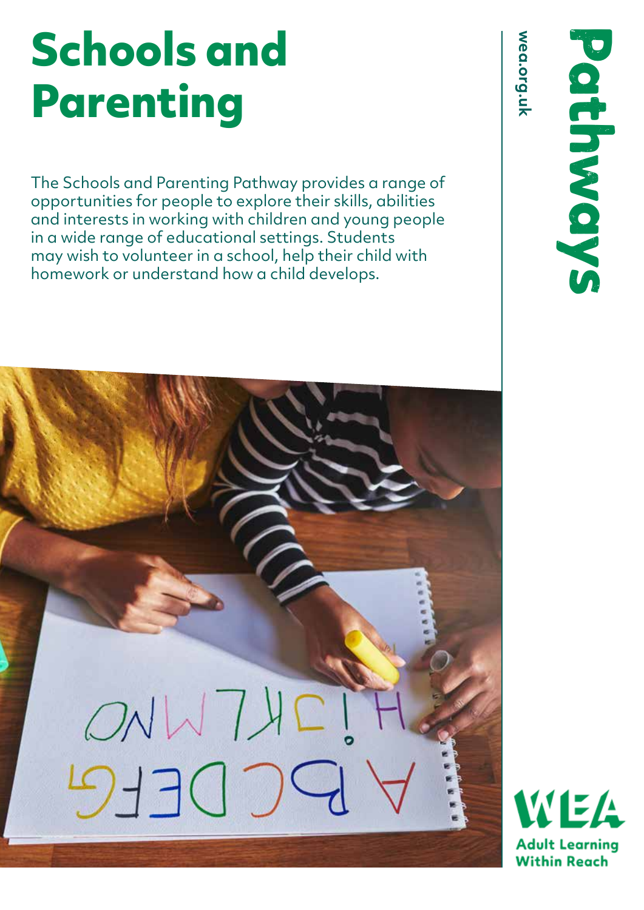# Schools and Parenting

The Schools and Parenting Pathway provides a range of opportunities for people to explore their skills, abilities and interests in working with children and young people in a wide range of educational settings. Students may wish to volunteer in a school, help their child with homework or understand how a child develops.

Pathways

wea.org.uk

WEA

Adult Learning Within Reach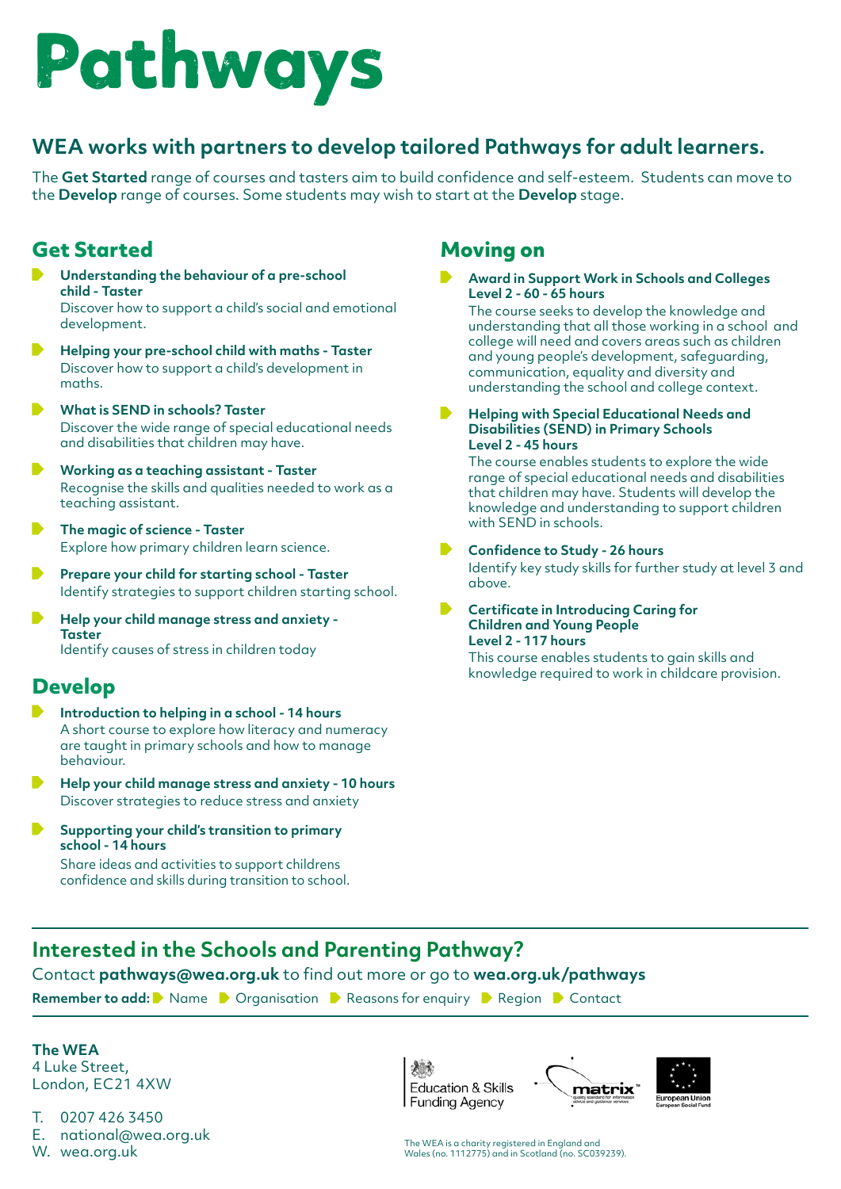# Pathways

## WEA works with partners to develop tailored Pathways for adult learners.

The **Get Started** range of courses and tasters aim to build confidence and self-esteem. Students can move to the **Develop** range of courses. Some students may wish to start at the **Develop** stage.

## Get Started

- **Understanding the behaviour of a pre-school child - Taster**
  Discover how to support a child's social and emotional development.
- **Helping your pre-school child with maths - Taster**
  Discover how to support a child's development in maths.
- **What is SEND in schools? Taster**
  Discover the wide range of special educational needs and disabilities that children may have.
- **Working as a teaching assistant - Taster**
  Recognise the skills and qualities needed to work as a teaching assistant.
- **The magic of science - Taster**
  Explore how primary children learn science.
- **Prepare your child for starting school - Taster**
  Identify strategies to support children starting school.
- **Help your child manage stress and anxiety - Taster**
  Identify causes of stress in children today

## Develop

- **Introduction to helping in a school - 14 hours**
  A short course to explore how literacy and numeracy are taught in primary schools and how to manage behaviour.
- **Help your child manage stress and anxiety - 10 hours**
  Discover strategies to reduce stress and anxiety
- **Supporting your child's transition to primary school - 14 hours**
  Share ideas and activities to support childrens confidence and skills during transition to school.

## Moving on

- **Award in Support Work in Schools and Colleges Level 2 - 60 - 65 hours**
  The course seeks to develop the knowledge and understanding that all those working in a school and college will need and covers areas such as children and young people's development, safeguarding, communication, equality and diversity and understanding the school and college context.
- **Helping with Special Educational Needs and Disabilities (SEND) in Primary Schools Level 2 - 45 hours**
  The course enables students to explore the wide range of special educational needs and disabilities that children may have. Students will develop the knowledge and understanding to support children with SEND in schools.
- **Confidence to Study - 26 hours**
  Identify key study skills for further study at level 3 and above.
- **Certificate in Introducing Caring for Children and Young People Level 2 - 117 hours**
  This course enables students to gain skills and knowledge required to work in childcare provision.

## Interested in the Schools and Parenting Pathway?

Contact **pathways@wea.org.uk** to find out more or go to **wea.org.uk/pathways**

**Remember to add:** Name | Organisation | Reasons for enquiry | Region | Contact

**The WEA**
4 Luke Street,
London, EC21 4XW

T. 0207 426 3450
E. national@wea.org.uk
W. wea.org.uk

Education & Skills Funding Agency

matrix

European Union
European Social Fund

The WEA is a charity registered in England and Wales (no. 1112775) and in Scotland (no. SC039239).